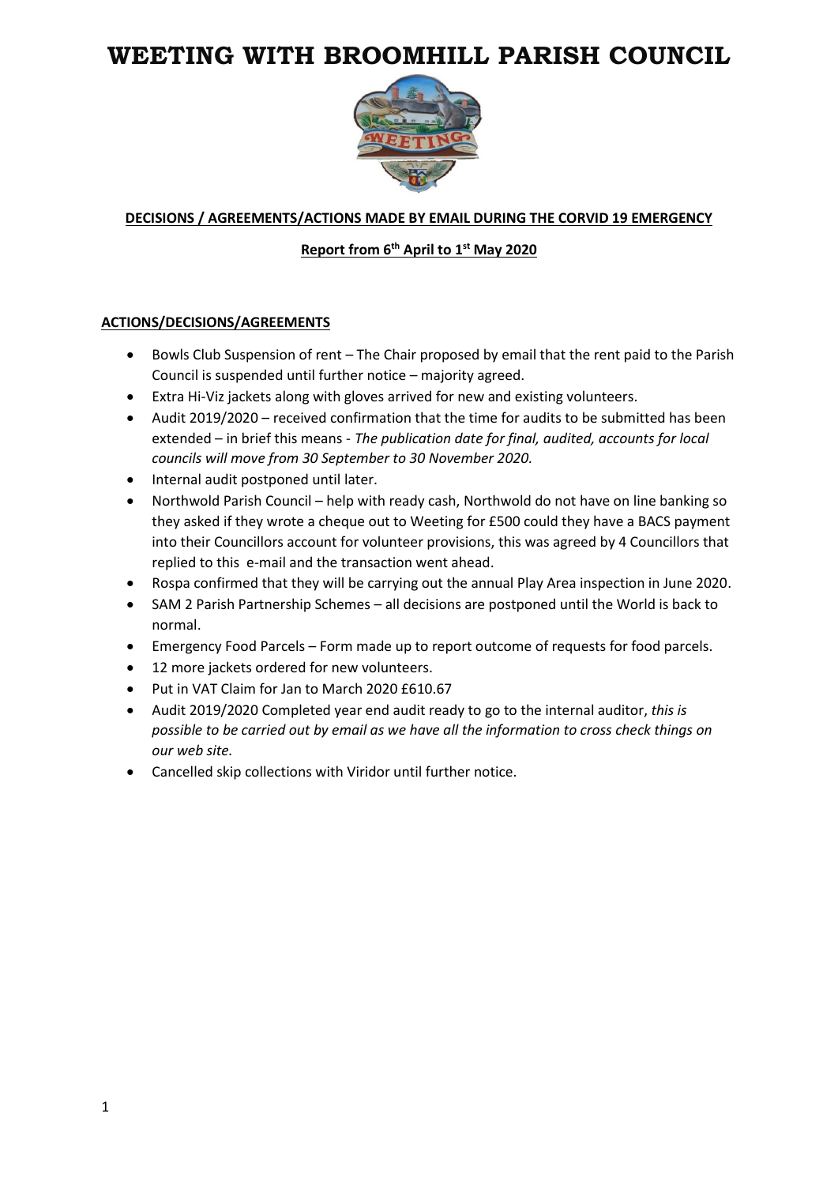# WEETING WITH BROOMHILL PARISH COUNCIL

**DECISIONS / AGREEMENTS/ACTIONS MADE BY EMAIL DURING THE CORVID 19 EMERGENCY**

**Report from 6th April to 1st May 2020**

**ACTIONS/DECISIONS/AGREEMENTS**

- Bowls Club Suspension of rent – The Chair proposed by email that the rent paid to the Parish Council is suspended until further notice – majority agreed.
- Extra Hi-Viz jackets along with gloves arrived for new and existing volunteers.
- Audit 2019/2020 – received confirmation that the time for audits to be submitted has been extended – in brief this means - *The publication date for final, audited, accounts for local councils will move from 30 September to 30 November 2020.*
- Internal audit postponed until later.
- Northwold Parish Council – help with ready cash, Northwold do not have on line banking so they asked if they wrote a cheque out to Weeting for £500 could they have a BACS payment into their Councillors account for volunteer provisions, this was agreed by 4 Councillors that replied to this e-mail and the transaction went ahead.
- Rospa confirmed that they will be carrying out the annual Play Area inspection in June 2020.
- SAM 2 Parish Partnership Schemes – all decisions are postponed until the World is back to normal.
- Emergency Food Parcels – Form made up to report outcome of requests for food parcels.
- 12 more jackets ordered for new volunteers.
- Put in VAT Claim for Jan to March 2020 £610.67
- Audit 2019/2020 Completed year end audit ready to go to the internal auditor, *this is possible to be carried out by email as we have all the information to cross check things on our web site.*
- Cancelled skip collections with Viridor until further notice.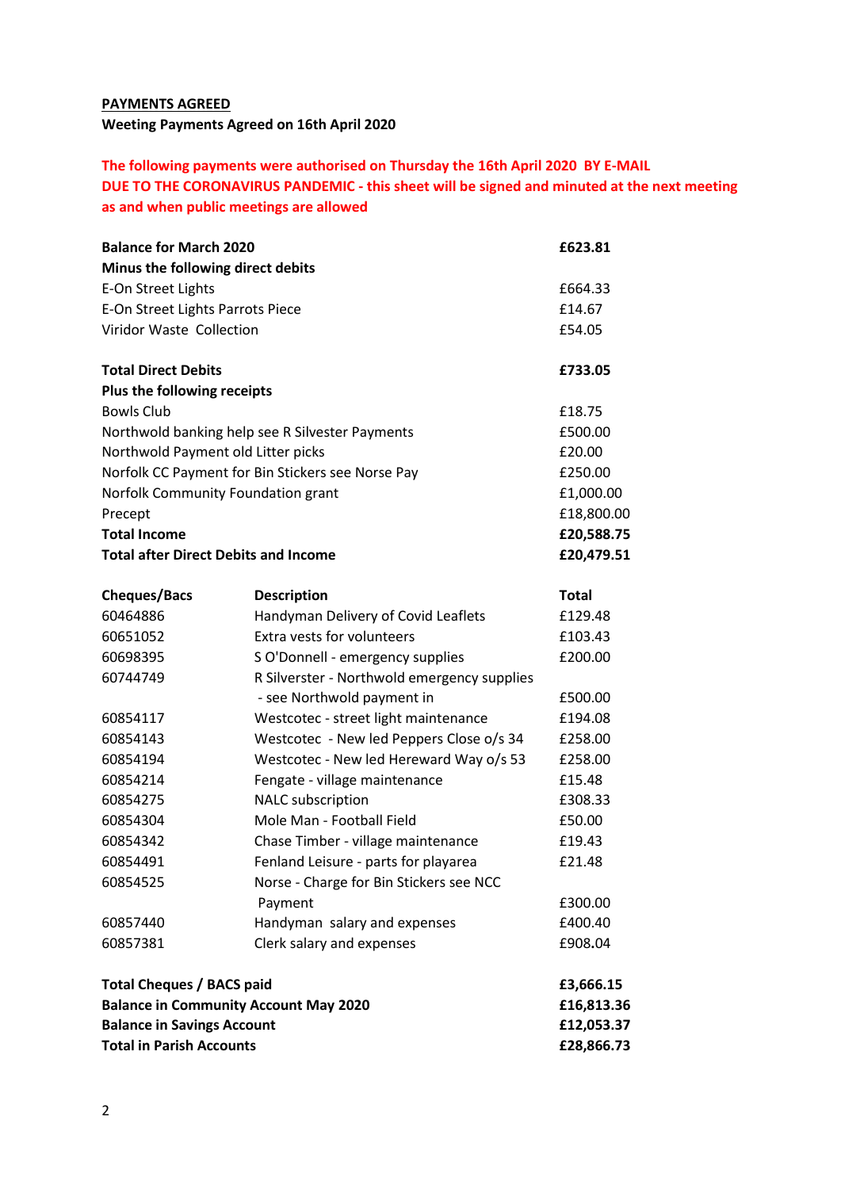**PAYMENTS AGREED**

**Weeting Payments Agreed on 16th April 2020**

**The following payments were authorised on Thursday the 16th April 2020 BY E-MAIL DUE TO THE CORONAVIRUS PANDEMIC - this sheet will be signed and minuted at the next meeting as and when public meetings are allowed**

| | |
|---|---|
| **Balance for March 2020** | **£623.81** |
| **Minus the following direct debits** | |
| E-On Street Lights | £664.33 |
| E-On Street Lights Parrots Piece | £14.67 |
| Viridor Waste Collection | £54.05 |
| | |
| **Total Direct Debits** | **£733.05** |
| **Plus the following receipts** | |
| Bowls Club | £18.75 |
| Northwold banking help see R Silvester Payments | £500.00 |
| Northwold Payment old Litter picks | £20.00 |
| Norfolk CC Payment for Bin Stickers see Norse Pay | £250.00 |
| Norfolk Community Foundation grant | £1,000.00 |
| Precept | £18,800.00 |
| **Total Income** | **£20,588.75** |
| **Total after Direct Debits and Income** | **£20,479.51** |

| **Cheques/Bacs** | **Description** | **Total** |
|---|---|---|
| 60464886 | Handyman Delivery of Covid Leaflets | £129.48 |
| 60651052 | Extra vests for volunteers | £103.43 |
| 60698395 | S O'Donnell - emergency supplies | £200.00 |
| 60744749 | R Silverster - Northwold emergency supplies - see Northwold payment in | £500.00 |
| 60854117 | Westcotec - street light maintenance | £194.08 |
| 60854143 | Westcotec - New led Peppers Close o/s 34 | £258.00 |
| 60854194 | Westcotec - New led Hereward Way o/s 53 | £258.00 |
| 60854214 | Fengate - village maintenance | £15.48 |
| 60854275 | NALC subscription | £308.33 |
| 60854304 | Mole Man - Football Field | £50.00 |
| 60854342 | Chase Timber - village maintenance | £19.43 |
| 60854491 | Fenland Leisure - parts for playarea | £21.48 |
| 60854525 | Norse - Charge for Bin Stickers see NCC Payment | £300.00 |
| 60857440 | Handyman salary and expenses | £400.40 |
| 60857381 | Clerk salary and expenses | £908.04 |

| | |
|---|---|
| **Total Cheques / BACS paid** | **£3,666.15** |
| **Balance in Community Account May 2020** | **£16,813.36** |
| **Balance in Savings Account** | **£12,053.37** |
| **Total in Parish Accounts** | **£28,866.73** |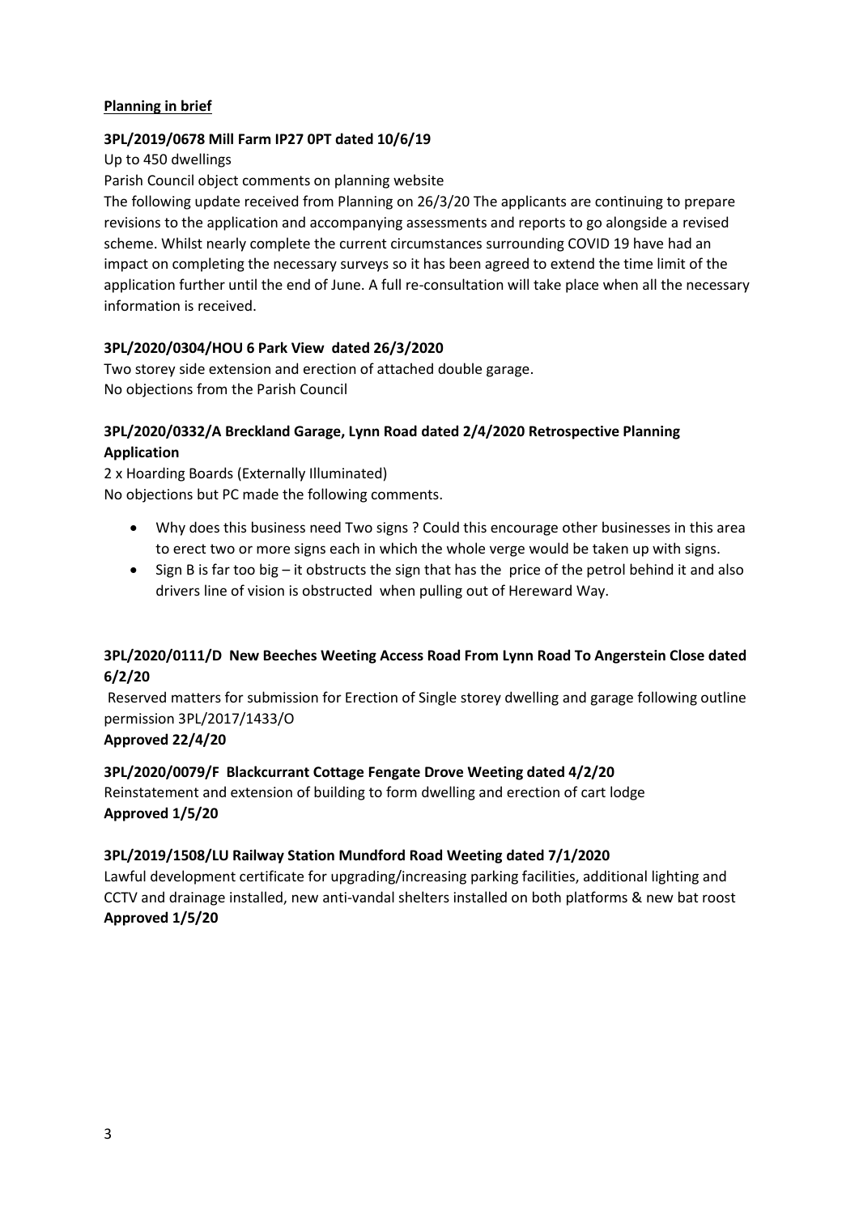**Planning in brief**

**3PL/2019/0678 Mill Farm IP27 0PT dated 10/6/19**

Up to 450 dwellings

Parish Council object comments on planning website

The following update received from Planning on 26/3/20 The applicants are continuing to prepare revisions to the application and accompanying assessments and reports to go alongside a revised scheme. Whilst nearly complete the current circumstances surrounding COVID 19 have had an impact on completing the necessary surveys so it has been agreed to extend the time limit of the application further until the end of June. A full re-consultation will take place when all the necessary information is received.

**3PL/2020/0304/HOU 6 Park View dated 26/3/2020**

Two storey side extension and erection of attached double garage.
No objections from the Parish Council

**3PL/2020/0332/A Breckland Garage, Lynn Road dated 2/4/2020 Retrospective Planning Application**

2 x Hoarding Boards (Externally Illuminated)
No objections but PC made the following comments.

- Why does this business need Two signs ? Could this encourage other businesses in this area to erect two or more signs each in which the whole verge would be taken up with signs.
- Sign B is far too big – it obstructs the sign that has the price of the petrol behind it and also drivers line of vision is obstructed when pulling out of Hereward Way.

**3PL/2020/0111/D New Beeches Weeting Access Road From Lynn Road To Angerstein Close dated 6/2/20**

Reserved matters for submission for Erection of Single storey dwelling and garage following outline permission 3PL/2017/1433/O

**Approved 22/4/20**

**3PL/2020/0079/F Blackcurrant Cottage Fengate Drove Weeting dated 4/2/20**

Reinstatement and extension of building to form dwelling and erection of cart lodge

**Approved 1/5/20**

**3PL/2019/1508/LU Railway Station Mundford Road Weeting dated 7/1/2020**

Lawful development certificate for upgrading/increasing parking facilities, additional lighting and CCTV and drainage installed, new anti-vandal shelters installed on both platforms & new bat roost

**Approved 1/5/20**